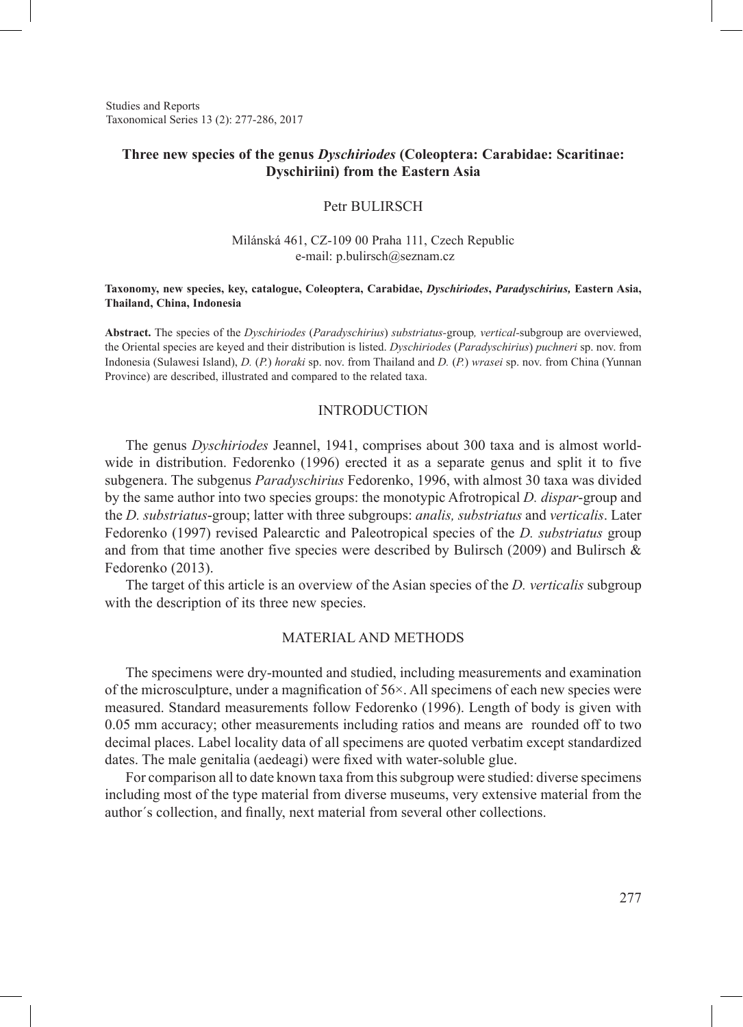# Three new species of the genus *Dyschiriodes* (Coleoptera: Carabidae: Scaritinae: Dyschiriini) from the Eastern Asia

Petr BULIRSCH

Milánská 461, CZ-109 00 Praha 111, Czech Republic
e-mail: p.bulirsch@seznam.cz

**Taxonomy, new species, key, catalogue, Coleoptera, Carabidae, *Dyschiriodes*, *Paradyschirius,* Eastern Asia, Thailand, China, Indonesia**

**Abstract.** The species of the *Dyschiriodes* (*Paradyschirius*) *substriatus*-group*, vertical*-subgroup are overviewed, the Oriental species are keyed and their distribution is listed. *Dyschiriodes* (*Paradyschirius*) *puchneri* sp. nov. from Indonesia (Sulawesi Island), *D.* (*P.*) *horaki* sp. nov. from Thailand and *D.* (*P.*) *wrasei* sp. nov. from China (Yunnan Province) are described, illustrated and compared to the related taxa.

## INTRODUCTION

The genus *Dyschiriodes* Jeannel, 1941, comprises about 300 taxa and is almost world-wide in distribution. Fedorenko (1996) erected it as a separate genus and split it to five subgenera. The subgenus *Paradyschirius* Fedorenko, 1996, with almost 30 taxa was divided by the same author into two species groups: the monotypic Afrotropical *D. dispar*-group and the *D. substriatus*-group; latter with three subgroups: *analis, substriatus* and *verticalis*. Later Fedorenko (1997) revised Palearctic and Paleotropical species of the *D. substriatus* group and from that time another five species were described by Bulirsch (2009) and Bulirsch & Fedorenko (2013).

The target of this article is an overview of the Asian species of the *D. verticalis* subgroup with the description of its three new species.

## MATERIAL AND METHODS

The specimens were dry-mounted and studied, including measurements and examination of the microsculpture, under a magnification of 56×. All specimens of each new species were measured. Standard measurements follow Fedorenko (1996). Length of body is given with 0.05 mm accuracy; other measurements including ratios and means are rounded off to two decimal places. Label locality data of all specimens are quoted verbatim except standardized dates. The male genitalia (aedeagi) were fixed with water-soluble glue.

For comparison all to date known taxa from this subgroup were studied: diverse specimens including most of the type material from diverse museums, very extensive material from the author´s collection, and finally, next material from several other collections.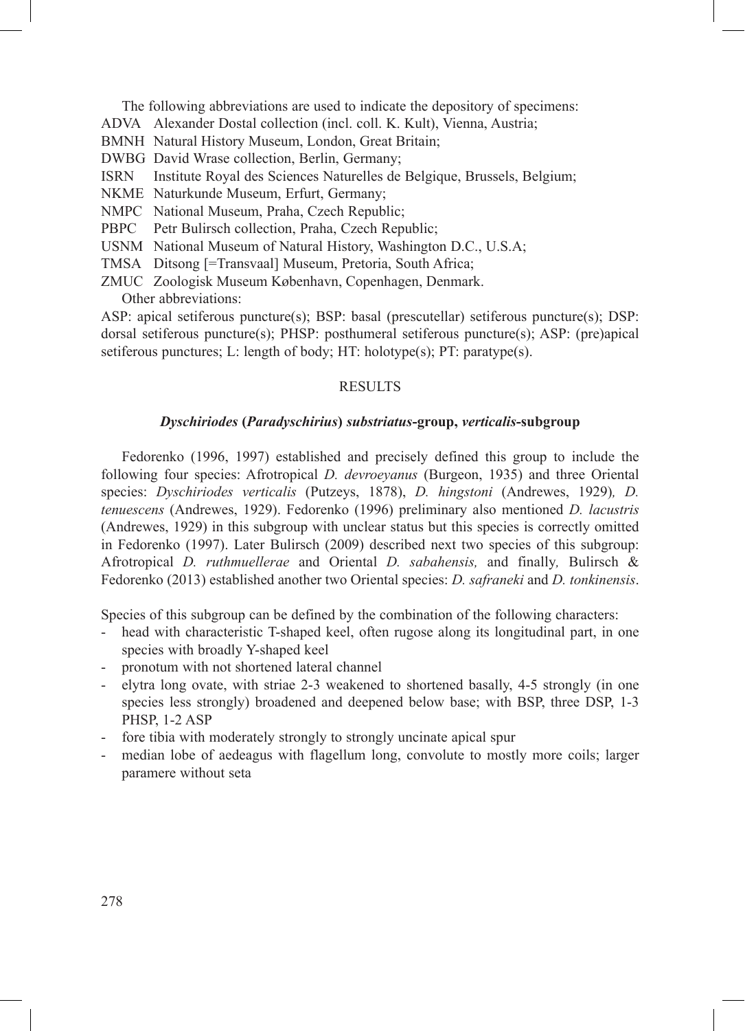The following abbreviations are used to indicate the depository of specimens:

ADVA Alexander Dostal collection (incl. coll. K. Kult), Vienna, Austria;
BMNH Natural History Museum, London, Great Britain;
DWBG David Wrase collection, Berlin, Germany;
ISRN Institute Royal des Sciences Naturelles de Belgique, Brussels, Belgium;
NKME Naturkunde Museum, Erfurt, Germany;
NMPC National Museum, Praha, Czech Republic;
PBPC Petr Bulirsch collection, Praha, Czech Republic;
USNM National Museum of Natural History, Washington D.C., U.S.A;
TMSA Ditsong [=Transvaal] Museum, Pretoria, South Africa;
ZMUC Zoologisk Museum København, Copenhagen, Denmark.

Other abbreviations:

ASP: apical setiferous puncture(s); BSP: basal (prescutellar) setiferous puncture(s); DSP: dorsal setiferous puncture(s); PHSP: posthumeral setiferous puncture(s); ASP: (pre)apical setiferous punctures; L: length of body; HT: holotype(s); PT: paratype(s).

## RESULTS

### *Dyschiriodes* (*Paradyschirius*) *substriatus*-group, *verticalis*-subgroup

Fedorenko (1996, 1997) established and precisely defined this group to include the following four species: Afrotropical *D. devroeyanus* (Burgeon, 1935) and three Oriental species: *Dyschiriodes verticalis* (Putzeys, 1878), *D. hingstoni* (Andrewes, 1929), *D. tenuescens* (Andrewes, 1929). Fedorenko (1996) preliminary also mentioned *D. lacustris* (Andrewes, 1929) in this subgroup with unclear status but this species is correctly omitted in Fedorenko (1997). Later Bulirsch (2009) described next two species of this subgroup: Afrotropical *D. ruthmuellerae* and Oriental *D. sabahensis,* and finally*,* Bulirsch & Fedorenko (2013) established another two Oriental species: *D. safraneki* and *D. tonkinensis*.

Species of this subgroup can be defined by the combination of the following characters:

- head with characteristic T-shaped keel, often rugose along its longitudinal part, in one species with broadly Y-shaped keel
- pronotum with not shortened lateral channel
- elytra long ovate, with striae 2-3 weakened to shortened basally, 4-5 strongly (in one species less strongly) broadened and deepened below base; with BSP, three DSP, 1-3 PHSP, 1-2 ASP
- fore tibia with moderately strongly to strongly uncinate apical spur
- median lobe of aedeagus with flagellum long, convolute to mostly more coils; larger paramere without seta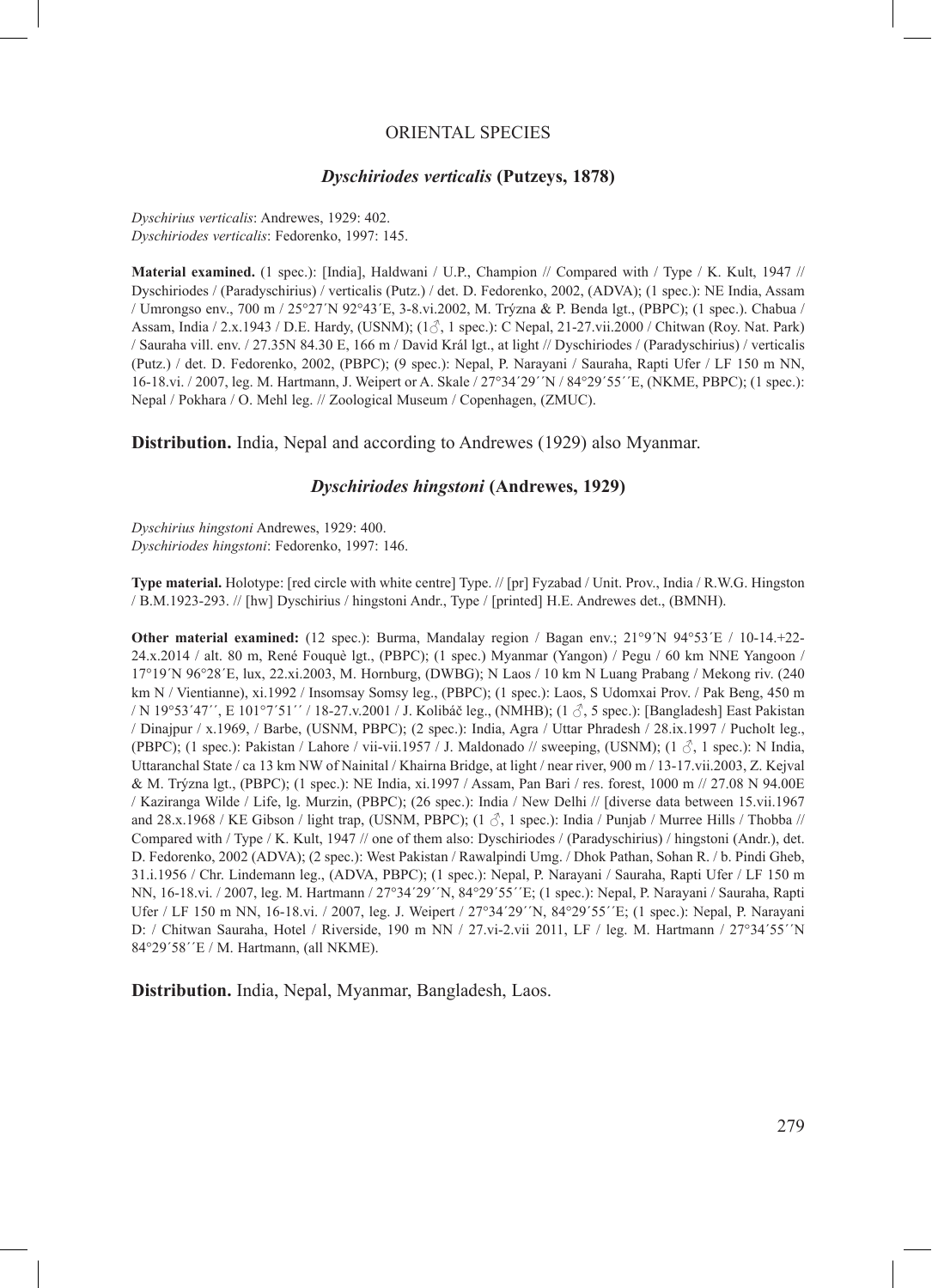## ORIENTAL SPECIES

### *Dyschiriodes verticalis* (Putzeys, 1878)

*Dyschirius verticalis*: Andrewes, 1929: 402.
*Dyschiriodes verticalis*: Fedorenko, 1997: 145.

**Material examined.** (1 spec.): [India], Haldwani / U.P., Champion // Compared with / Type / K. Kult, 1947 // Dyschiriodes / (Paradyschirius) / verticalis (Putz.) / det. D. Fedorenko, 2002, (ADVA); (1 spec.): NE India, Assam / Umrongso env., 700 m / 25°27´N 92°43´E, 3-8.vi.2002, M. Trýzna & P. Benda lgt., (PBPC); (1 spec.). Chabua / Assam, India / 2.x.1943 / D.E. Hardy, (USNM); (1♂, 1 spec.): C Nepal, 21-27.vii.2000 / Chitwan (Roy. Nat. Park) / Sauraha vill. env. / 27.35N 84.30 E, 166 m / David Král lgt., at light // Dyschiriodes / (Paradyschirius) / verticalis (Putz.) / det. D. Fedorenko, 2002, (PBPC); (9 spec.): Nepal, P. Narayani / Sauraha, Rapti Ufer / LF 150 m NN, 16-18.vi. / 2007, leg. M. Hartmann, J. Weipert or A. Skale / 27°34´29´´N / 84°29´55´´E, (NKME, PBPC); (1 spec.): Nepal / Pokhara / O. Mehl leg. // Zoological Museum / Copenhagen, (ZMUC).

**Distribution.** India, Nepal and according to Andrewes (1929) also Myanmar.

### *Dyschiriodes hingstoni* (Andrewes, 1929)

*Dyschirius hingstoni* Andrewes, 1929: 400.
*Dyschiriodes hingstoni*: Fedorenko, 1997: 146.

**Type material.** Holotype: [red circle with white centre] Type. // [pr] Fyzabad / Unit. Prov., India / R.W.G. Hingston / B.M.1923-293. // [hw] Dyschirius / hingstoni Andr., Type / [printed] H.E. Andrewes det., (BMNH).

**Other material examined:** (12 spec.): Burma, Mandalay region / Bagan env.; 21°9´N 94°53´E / 10-14.+22-24.x.2014 / alt. 80 m, René Fouquè lgt., (PBPC); (1 spec.) Myanmar (Yangon) / Pegu / 60 km NNE Yangoon / 17°19´N 96°28´E, lux, 22.xi.2003, M. Hornburg, (DWBG); N Laos / 10 km N Luang Prabang / Mekong riv. (240 km N / Vientianne), xi.1992 / Insomsay Somsy leg., (PBPC); (1 spec.): Laos, S Udomxai Prov. / Pak Beng, 450 m / N 19°53´47´´, E 101°7´51´´ / 18-27.v.2001 / J. Kolibáč leg., (NMHB); (1 ♂, 5 spec.): [Bangladesh] East Pakistan / Dinajpur / x.1969, / Barbe, (USNM, PBPC); (2 spec.): India, Agra / Uttar Phradesh / 28.ix.1997 / Pucholt leg., (PBPC); (1 spec.): Pakistan / Lahore / vii-vii.1957 / J. Maldonado // sweeping, (USNM); (1 ♂, 1 spec.): N India, Uttaranchal State / ca 13 km NW of Nainital / Khairna Bridge, at light / near river, 900 m / 13-17.vii.2003, Z. Kejval & M. Trýzna lgt., (PBPC); (1 spec.): NE India, xi.1997 / Assam, Pan Bari / res. forest, 1000 m // 27.08 N 94.00E / Kaziranga Wilde / Life, lg. Murzin, (PBPC); (26 spec.): India / New Delhi // [diverse data between 15.vii.1967 and 28.x.1968 / KE Gibson / light trap, (USNM, PBPC); (1 ♂, 1 spec.): India / Punjab / Murree Hills / Thobba // Compared with / Type / K. Kult, 1947 // one of them also: Dyschiriodes / (Paradyschirius) / hingstoni (Andr.), det. D. Fedorenko, 2002 (ADVA); (2 spec.): West Pakistan / Rawalpindi Umg. / Dhok Pathan, Sohan R. / b. Pindi Gheb, 31.i.1956 / Chr. Lindemann leg., (ADVA, PBPC); (1 spec.): Nepal, P. Narayani / Sauraha, Rapti Ufer / LF 150 m NN, 16-18.vi. / 2007, leg. M. Hartmann / 27°34´29´´N, 84°29´55´´E; (1 spec.): Nepal, P. Narayani / Sauraha, Rapti Ufer / LF 150 m NN, 16-18.vi. / 2007, leg. J. Weipert / 27°34´29´´N, 84°29´55´´E; (1 spec.): Nepal, P. Narayani D: / Chitwan Sauraha, Hotel / Riverside, 190 m NN / 27.vi-2.vii 2011, LF / leg. M. Hartmann / 27°34´55´´N 84°29´58´´E / M. Hartmann, (all NKME).

**Distribution.** India, Nepal, Myanmar, Bangladesh, Laos.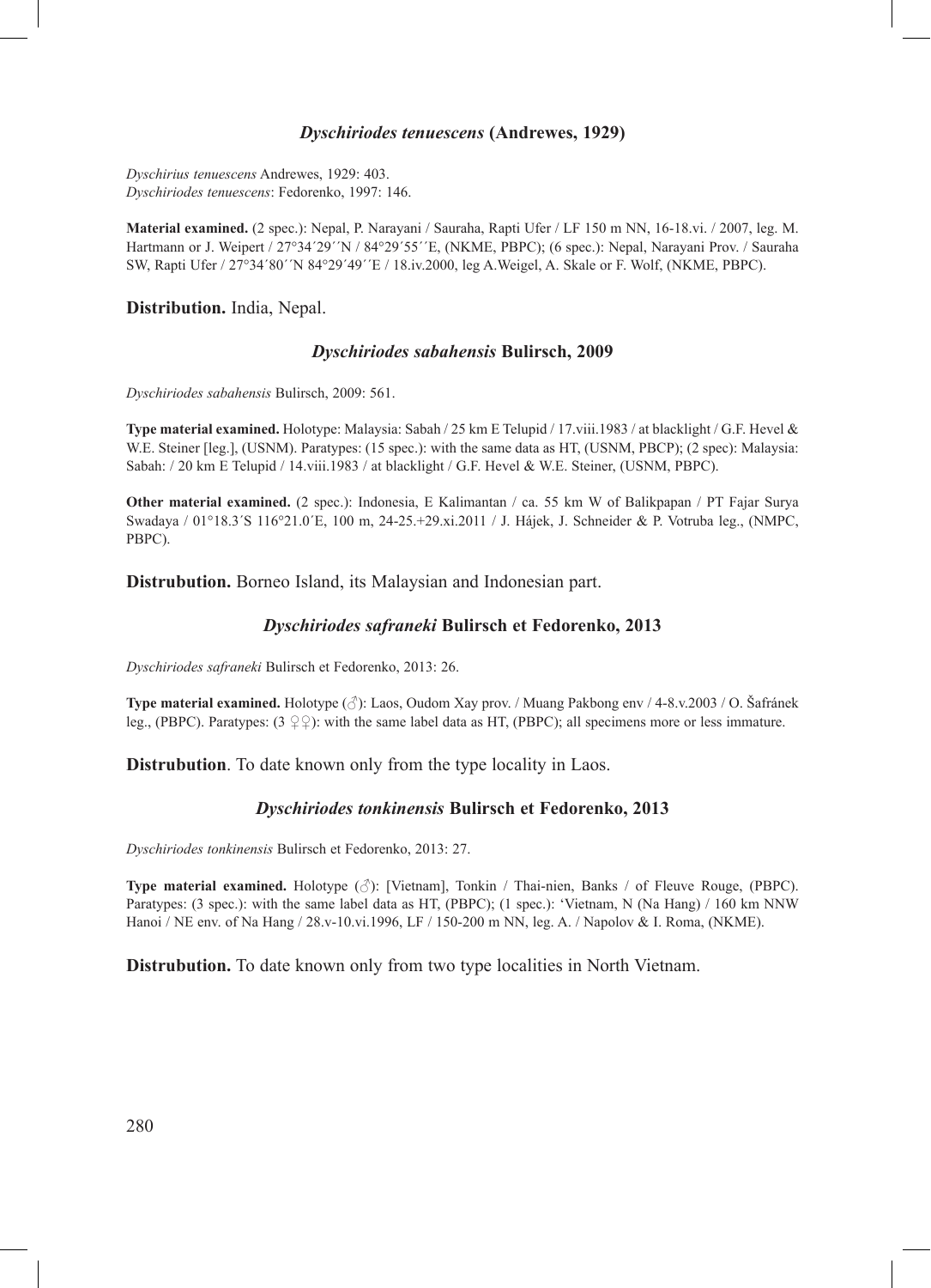### *Dyschiriodes tenuescens* (Andrewes, 1929)

*Dyschirius tenuescens* Andrewes, 1929: 403.
*Dyschiriodes tenuescens*: Fedorenko, 1997: 146.

**Material examined.** (2 spec.): Nepal, P. Narayani / Sauraha, Rapti Ufer / LF 150 m NN, 16-18.vi. / 2007, leg. M. Hartmann or J. Weipert / 27°34´29´´N / 84°29´55´´E, (NKME, PBPC); (6 spec.): Nepal, Narayani Prov. / Sauraha SW, Rapti Ufer / 27°34´80´´N 84°29´49´´E / 18.iv.2000, leg A.Weigel, A. Skale or F. Wolf, (NKME, PBPC).

**Distribution.** India, Nepal.

### *Dyschiriodes sabahensis* Bulirsch, 2009

*Dyschiriodes sabahensis* Bulirsch, 2009: 561.

**Type material examined.** Holotype: Malaysia: Sabah / 25 km E Telupid / 17.viii.1983 / at blacklight / G.F. Hevel & W.E. Steiner [leg.], (USNM). Paratypes: (15 spec.): with the same data as HT, (USNM, PBCP); (2 spec): Malaysia: Sabah: / 20 km E Telupid / 14.viii.1983 / at blacklight / G.F. Hevel & W.E. Steiner, (USNM, PBPC).

**Other material examined.** (2 spec.): Indonesia, E Kalimantan / ca. 55 km W of Balikpapan / PT Fajar Surya Swadaya / 01°18.3´S 116°21.0´E, 100 m, 24-25.+29.xi.2011 / J. Hájek, J. Schneider & P. Votruba leg., (NMPC, PBPC).

**Distrubution.** Borneo Island, its Malaysian and Indonesian part.

### *Dyschiriodes safraneki* Bulirsch et Fedorenko, 2013

*Dyschiriodes safraneki* Bulirsch et Fedorenko, 2013: 26.

**Type material examined.** Holotype (♂): Laos, Oudom Xay prov. / Muang Pakbong env / 4-8.v.2003 / O. Šafránek leg., (PBPC). Paratypes: (3 ♀♀): with the same label data as HT, (PBPC); all specimens more or less immature.

**Distrubution**. To date known only from the type locality in Laos.

### *Dyschiriodes tonkinensis* Bulirsch et Fedorenko, 2013

*Dyschiriodes tonkinensis* Bulirsch et Fedorenko, 2013: 27.

**Type material examined.** Holotype (♂): [Vietnam], Tonkin / Thai-nien, Banks / of Fleuve Rouge, (PBPC). Paratypes: (3 spec.): with the same label data as HT, (PBPC); (1 spec.): 'Vietnam, N (Na Hang) / 160 km NNW Hanoi / NE env. of Na Hang / 28.v-10.vi.1996, LF / 150-200 m NN, leg. A. / Napolov & I. Roma, (NKME).

**Distrubution.** To date known only from two type localities in North Vietnam.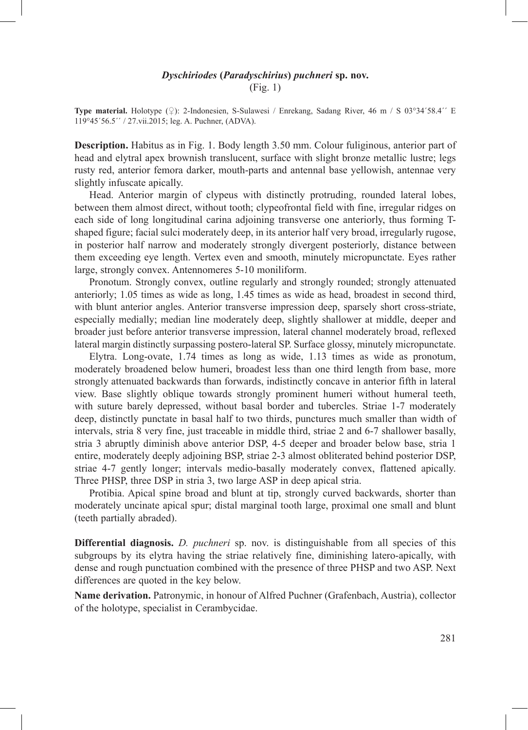### *Dyschiriodes* (*Paradyschirius*) *puchneri* sp. nov.

(Fig. 1)

**Type material.** Holotype (♀): 2-Indonesien, S-Sulawesi / Enrekang, Sadang River, 46 m / S 03°34´58.4´´ E 119°45´56.5´´ / 27.vii.2015; leg. A. Puchner, (ADVA).

**Description.** Habitus as in Fig. 1. Body length 3.50 mm. Colour fuliginous, anterior part of head and elytral apex brownish translucent, surface with slight bronze metallic lustre; legs rusty red, anterior femora darker, mouth-parts and antennal base yellowish, antennae very slightly infuscate apically.

Head. Anterior margin of clypeus with distinctly protruding, rounded lateral lobes, between them almost direct, without tooth; clypeofrontal field with fine, irregular ridges on each side of long longitudinal carina adjoining transverse one anteriorly, thus forming T-shaped figure; facial sulci moderately deep, in its anterior half very broad, irregularly rugose, in posterior half narrow and moderately strongly divergent posteriorly, distance between them exceeding eye length. Vertex even and smooth, minutely micropunctate. Eyes rather large, strongly convex. Antennomeres 5-10 moniliform.

Pronotum. Strongly convex, outline regularly and strongly rounded; strongly attenuated anteriorly; 1.05 times as wide as long, 1.45 times as wide as head, broadest in second third, with blunt anterior angles. Anterior transverse impression deep, sparsely short cross-striate, especially medially; median line moderately deep, slightly shallower at middle, deeper and broader just before anterior transverse impression, lateral channel moderately broad, reflexed lateral margin distinctly surpassing postero-lateral SP. Surface glossy, minutely micropunctate.

Elytra. Long-ovate, 1.74 times as long as wide, 1.13 times as wide as pronotum, moderately broadened below humeri, broadest less than one third length from base, more strongly attenuated backwards than forwards, indistinctly concave in anterior fifth in lateral view. Base slightly oblique towards strongly prominent humeri without humeral teeth, with suture barely depressed, without basal border and tubercles. Striae 1-7 moderately deep, distinctly punctate in basal half to two thirds, punctures much smaller than width of intervals, stria 8 very fine, just traceable in middle third, striae 2 and 6-7 shallower basally, stria 3 abruptly diminish above anterior DSP, 4-5 deeper and broader below base, stria 1 entire, moderately deeply adjoining BSP, striae 2-3 almost obliterated behind posterior DSP, striae 4-7 gently longer; intervals medio-basally moderately convex, flattened apically. Three PHSP, three DSP in stria 3, two large ASP in deep apical stria.

Protibia. Apical spine broad and blunt at tip, strongly curved backwards, shorter than moderately uncinate apical spur; distal marginal tooth large, proximal one small and blunt (teeth partially abraded).

**Differential diagnosis.** *D. puchneri* sp. nov. is distinguishable from all species of this subgroups by its elytra having the striae relatively fine, diminishing latero-apically, with dense and rough punctuation combined with the presence of three PHSP and two ASP. Next differences are quoted in the key below.

**Name derivation.** Patronymic, in honour of Alfred Puchner (Grafenbach, Austria), collector of the holotype, specialist in Cerambycidae.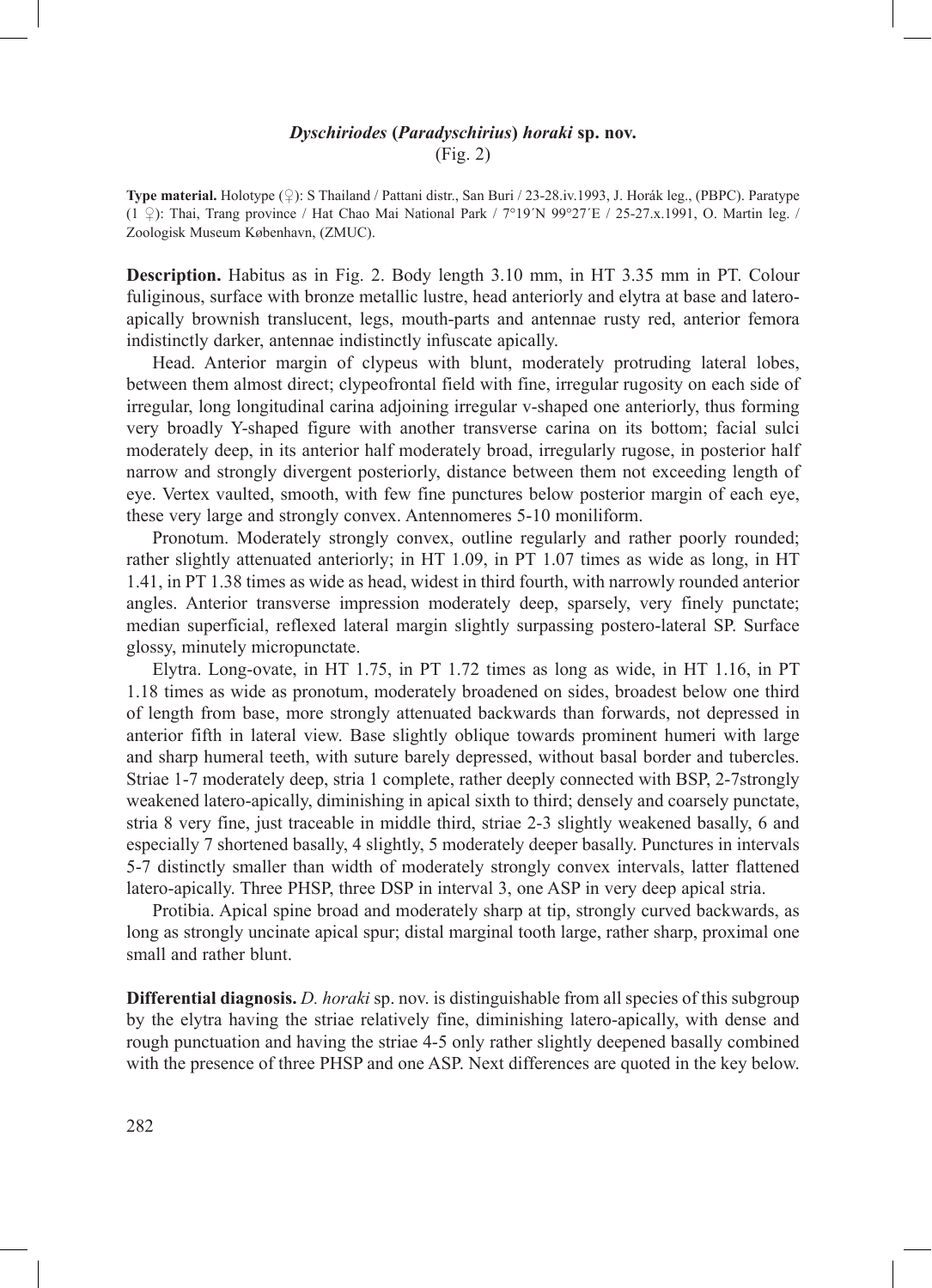### *Dyschiriodes* (*Paradyschirius*) *horaki* sp. nov.

(Fig. 2)

**Type material.** Holotype (♀): S Thailand / Pattani distr., San Buri / 23-28.iv.1993, J. Horák leg., (PBPC). Paratype (1 ♀): Thai, Trang province / Hat Chao Mai National Park / 7°19´N 99°27´E / 25-27.x.1991, O. Martin leg. / Zoologisk Museum København, (ZMUC).

**Description.** Habitus as in Fig. 2. Body length 3.10 mm, in HT 3.35 mm in PT. Colour fuliginous, surface with bronze metallic lustre, head anteriorly and elytra at base and latero-apically brownish translucent, legs, mouth-parts and antennae rusty red, anterior femora indistinctly darker, antennae indistinctly infuscate apically.

Head. Anterior margin of clypeus with blunt, moderately protruding lateral lobes, between them almost direct; clypeofrontal field with fine, irregular rugosity on each side of irregular, long longitudinal carina adjoining irregular v-shaped one anteriorly, thus forming very broadly Y-shaped figure with another transverse carina on its bottom; facial sulci moderately deep, in its anterior half moderately broad, irregularly rugose, in posterior half narrow and strongly divergent posteriorly, distance between them not exceeding length of eye. Vertex vaulted, smooth, with few fine punctures below posterior margin of each eye, these very large and strongly convex. Antennomeres 5-10 moniliform.

Pronotum. Moderately strongly convex, outline regularly and rather poorly rounded; rather slightly attenuated anteriorly; in HT 1.09, in PT 1.07 times as wide as long, in HT 1.41, in PT 1.38 times as wide as head, widest in third fourth, with narrowly rounded anterior angles. Anterior transverse impression moderately deep, sparsely, very finely punctate; median superficial, reflexed lateral margin slightly surpassing postero-lateral SP. Surface glossy, minutely micropunctate.

Elytra. Long-ovate, in HT 1.75, in PT 1.72 times as long as wide, in HT 1.16, in PT 1.18 times as wide as pronotum, moderately broadened on sides, broadest below one third of length from base, more strongly attenuated backwards than forwards, not depressed in anterior fifth in lateral view. Base slightly oblique towards prominent humeri with large and sharp humeral teeth, with suture barely depressed, without basal border and tubercles. Striae 1-7 moderately deep, stria 1 complete, rather deeply connected with BSP, 2-7strongly weakened latero-apically, diminishing in apical sixth to third; densely and coarsely punctate, stria 8 very fine, just traceable in middle third, striae 2-3 slightly weakened basally, 6 and especially 7 shortened basally, 4 slightly, 5 moderately deeper basally. Punctures in intervals 5-7 distinctly smaller than width of moderately strongly convex intervals, latter flattened latero-apically. Three PHSP, three DSP in interval 3, one ASP in very deep apical stria.

Protibia. Apical spine broad and moderately sharp at tip, strongly curved backwards, as long as strongly uncinate apical spur; distal marginal tooth large, rather sharp, proximal one small and rather blunt.

**Differential diagnosis.** *D. horaki* sp. nov. is distinguishable from all species of this subgroup by the elytra having the striae relatively fine, diminishing latero-apically, with dense and rough punctuation and having the striae 4-5 only rather slightly deepened basally combined with the presence of three PHSP and one ASP. Next differences are quoted in the key below.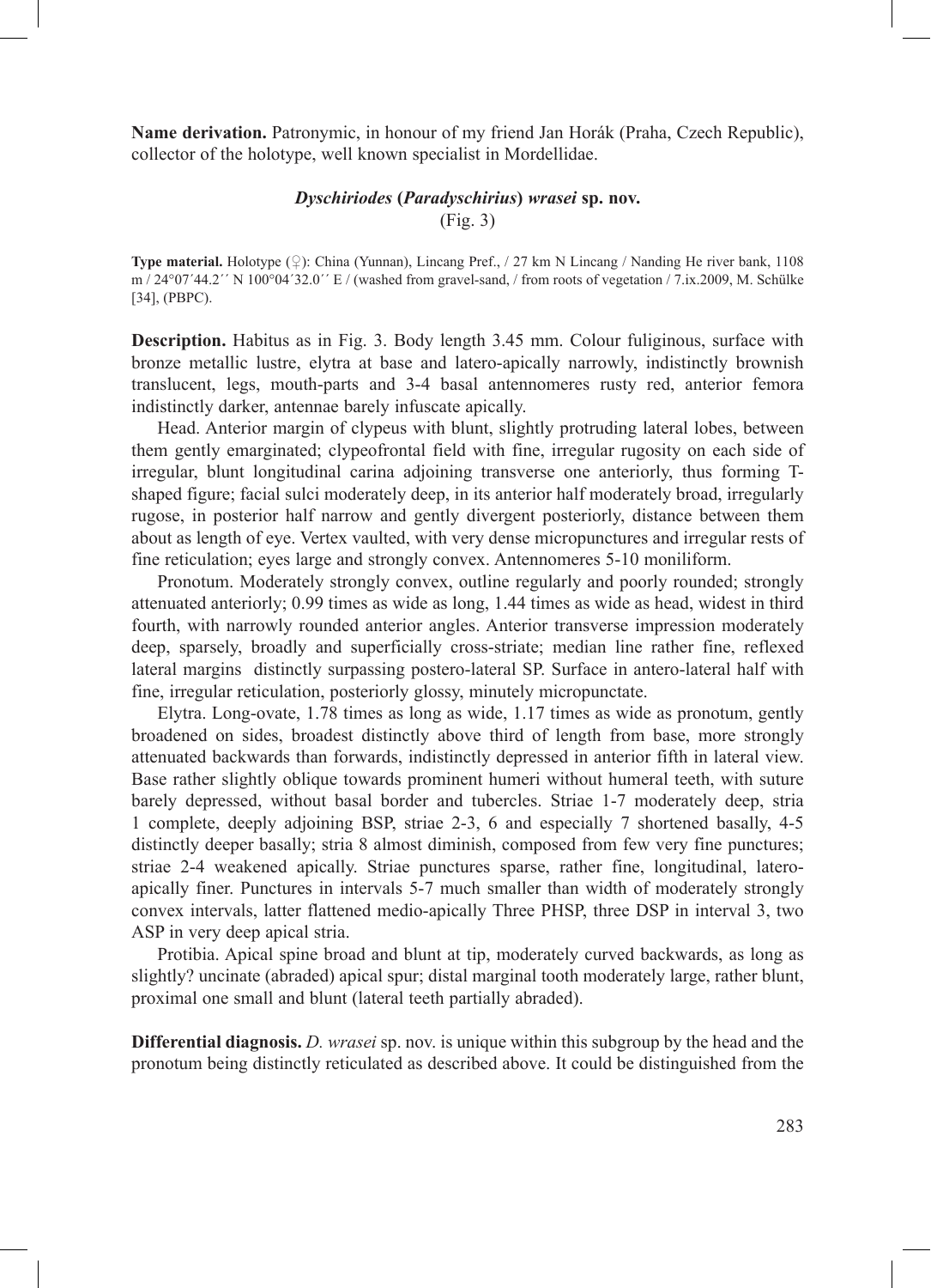**Name derivation.** Patronymic, in honour of my friend Jan Horák (Praha, Czech Republic), collector of the holotype, well known specialist in Mordellidae.

### *Dyschiriodes* (*Paradyschirius*) *wrasei* sp. nov.

(Fig. 3)

**Type material.** Holotype (♀): China (Yunnan), Lincang Pref., / 27 km N Lincang / Nanding He river bank, 1108 m / 24°07´44.2´´ N 100°04´32.0´´ E / (washed from gravel-sand, / from roots of vegetation / 7.ix.2009, M. Schülke [34], (PBPC).

**Description.** Habitus as in Fig. 3. Body length 3.45 mm. Colour fuliginous, surface with bronze metallic lustre, elytra at base and latero-apically narrowly, indistinctly brownish translucent, legs, mouth-parts and 3-4 basal antennomeres rusty red, anterior femora indistinctly darker, antennae barely infuscate apically.

Head. Anterior margin of clypeus with blunt, slightly protruding lateral lobes, between them gently emarginated; clypeofrontal field with fine, irregular rugosity on each side of irregular, blunt longitudinal carina adjoining transverse one anteriorly, thus forming T-shaped figure; facial sulci moderately deep, in its anterior half moderately broad, irregularly rugose, in posterior half narrow and gently divergent posteriorly, distance between them about as length of eye. Vertex vaulted, with very dense micropunctures and irregular rests of fine reticulation; eyes large and strongly convex. Antennomeres 5-10 moniliform.

Pronotum. Moderately strongly convex, outline regularly and poorly rounded; strongly attenuated anteriorly; 0.99 times as wide as long, 1.44 times as wide as head, widest in third fourth, with narrowly rounded anterior angles. Anterior transverse impression moderately deep, sparsely, broadly and superficially cross-striate; median line rather fine, reflexed lateral margins distinctly surpassing postero-lateral SP. Surface in antero-lateral half with fine, irregular reticulation, posteriorly glossy, minutely micropunctate.

Elytra. Long-ovate, 1.78 times as long as wide, 1.17 times as wide as pronotum, gently broadened on sides, broadest distinctly above third of length from base, more strongly attenuated backwards than forwards, indistinctly depressed in anterior fifth in lateral view. Base rather slightly oblique towards prominent humeri without humeral teeth, with suture barely depressed, without basal border and tubercles. Striae 1-7 moderately deep, stria 1 complete, deeply adjoining BSP, striae 2-3, 6 and especially 7 shortened basally, 4-5 distinctly deeper basally; stria 8 almost diminish, composed from few very fine punctures; striae 2-4 weakened apically. Striae punctures sparse, rather fine, longitudinal, latero-apically finer. Punctures in intervals 5-7 much smaller than width of moderately strongly convex intervals, latter flattened medio-apically Three PHSP, three DSP in interval 3, two ASP in very deep apical stria.

Protibia. Apical spine broad and blunt at tip, moderately curved backwards, as long as slightly? uncinate (abraded) apical spur; distal marginal tooth moderately large, rather blunt, proximal one small and blunt (lateral teeth partially abraded).

**Differential diagnosis.** *D. wrasei* sp. nov. is unique within this subgroup by the head and the pronotum being distinctly reticulated as described above. It could be distinguished from the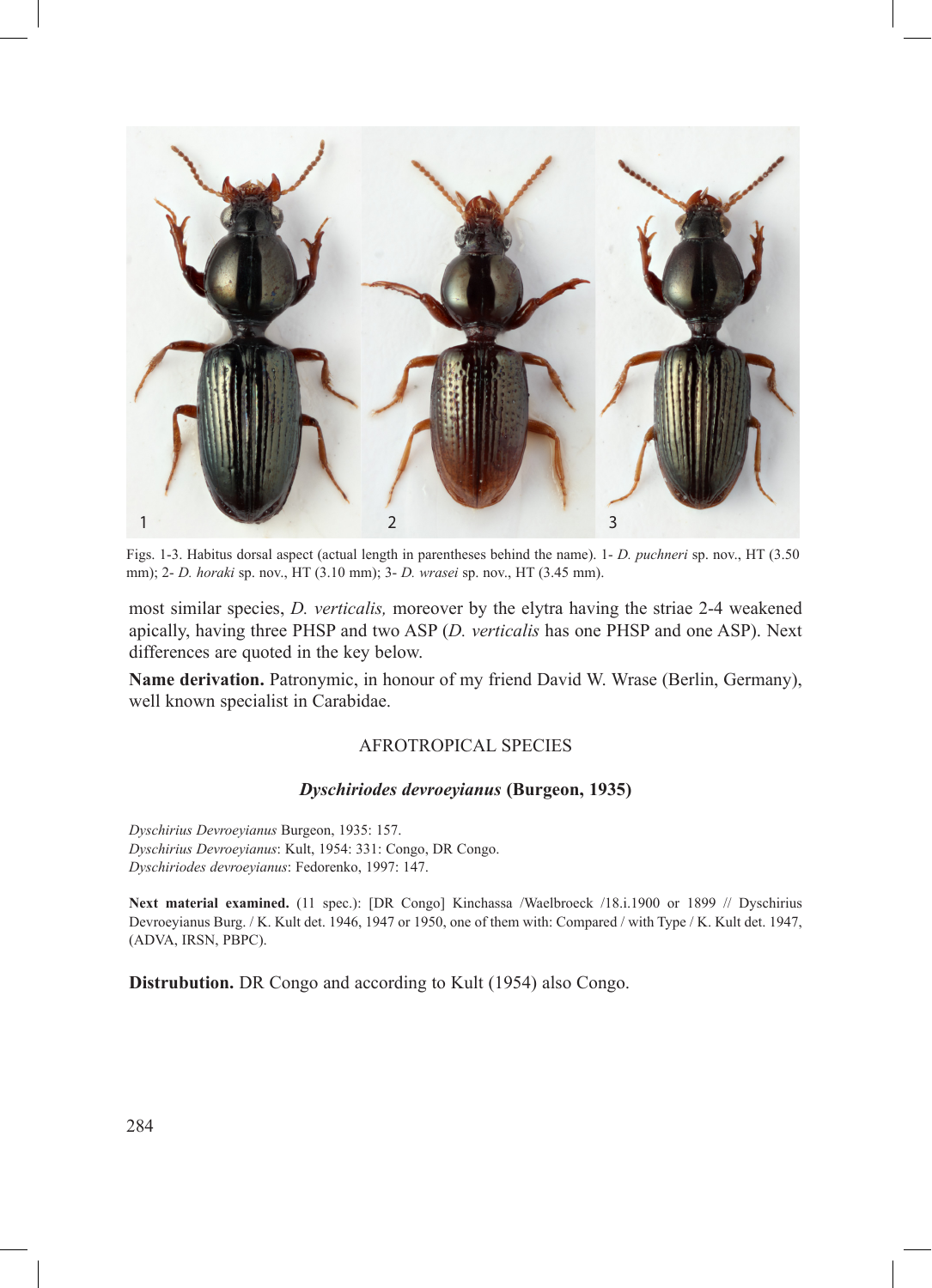Figs. 1-3. Habitus dorsal aspect (actual length in parentheses behind the name). 1- *D. puchneri* sp. nov., HT (3.50 mm); 2- *D. horaki* sp. nov., HT (3.10 mm); 3- *D. wrasei* sp. nov., HT (3.45 mm).

most similar species, *D. verticalis,* moreover by the elytra having the striae 2-4 weakened apically, having three PHSP and two ASP (*D. verticalis* has one PHSP and one ASP). Next differences are quoted in the key below.

**Name derivation.** Patronymic, in honour of my friend David W. Wrase (Berlin, Germany), well known specialist in Carabidae.

## AFROTROPICAL SPECIES

### *Dyschiriodes devroeyianus* (Burgeon, 1935)

*Dyschirius Devroeyianus* Burgeon, 1935: 157.
*Dyschirius Devroeyianus*: Kult, 1954: 331: Congo, DR Congo.
*Dyschiriodes devroeyianus*: Fedorenko, 1997: 147.

**Next material examined.** (11 spec.): [DR Congo] Kinchassa /Waelbroeck /18.i.1900 or 1899 // Dyschirius Devroeyianus Burg. / K. Kult det. 1946, 1947 or 1950, one of them with: Compared / with Type / K. Kult det. 1947, (ADVA, IRSN, PBPC).

**Distrubution.** DR Congo and according to Kult (1954) also Congo.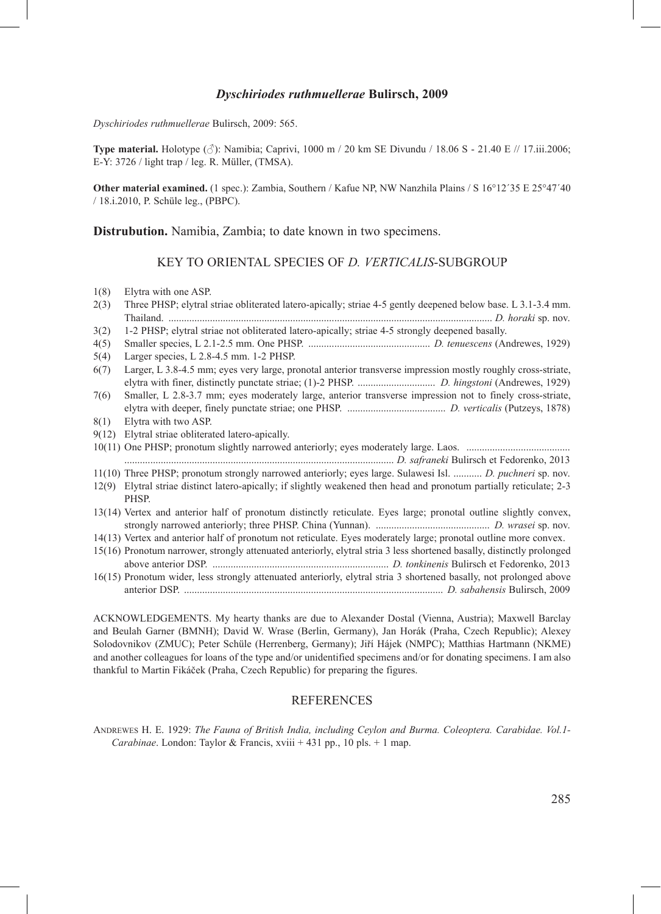### *Dyschiriodes ruthmuellerae* Bulirsch, 2009

*Dyschiriodes ruthmuellerae* Bulirsch, 2009: 565.

**Type material.** Holotype (♂): Namibia; Caprivi, 1000 m / 20 km SE Divundu / 18.06 S - 21.40 E // 17.iii.2006; E-Y: 3726 / light trap / leg. R. Müller, (TMSA).

**Other material examined.** (1 spec.): Zambia, Southern / Kafue NP, NW Nanzhila Plains / S 16°12´35 E 25°47´40 / 18.i.2010, P. Schüle leg., (PBPC).

**Distrubution.** Namibia, Zambia; to date known in two specimens.

## KEY TO ORIENTAL SPECIES OF *D. VERTICALIS*-SUBGROUP

1(8) Elytra with one ASP.

2(3) Three PHSP; elytral striae obliterated latero-apically; striae 4-5 gently deepened below base. L 3.1-3.4 mm. Thailand. ........................................................................................................................... *D. horaki* sp. nov.

3(2) 1-2 PHSP; elytral striae not obliterated latero-apically; striae 4-5 strongly deepened basally.

4(5) Smaller species, L 2.1-2.5 mm. One PHSP. .............................................. *D. tenuescens* (Andrewes, 1929)

5(4) Larger species, L 2.8-4.5 mm. 1-2 PHSP.

6(7) Larger, L 3.8-4.5 mm; eyes very large, pronotal anterior transverse impression mostly roughly cross-striate, elytra with finer, distinctly punctate striae; (1)-2 PHSP. .............................. *D. hingstoni* (Andrewes, 1929)

7(6) Smaller, L 2.8-3.7 mm; eyes moderately large, anterior transverse impression not to finely cross-striate, elytra with deeper, finely punctate striae; one PHSP. ..................................... *D. verticalis* (Putzeys, 1878)

8(1) Elytra with two ASP.

9(12) Elytral striae obliterated latero-apically.

10(11) One PHSP; pronotum slightly narrowed anteriorly; eyes moderately large. Laos. ........................................ ....................................................................................................... *D. safraneki* Bulirsch et Fedorenko, 2013

11(10) Three PHSP; pronotum strongly narrowed anteriorly; eyes large. Sulawesi Isl. ........... *D. puchneri* sp. nov.

12(9) Elytral striae distinct latero-apically; if slightly weakened then head and pronotum partially reticulate; 2-3 PHSP.

13(14) Vertex and anterior half of pronotum distinctly reticulate. Eyes large; pronotal outline slightly convex, strongly narrowed anteriorly; three PHSP. China (Yunnan). ............................................ *D. wrasei* sp. nov.

14(13) Vertex and anterior half of pronotum not reticulate. Eyes moderately large; pronotal outline more convex.

15(16) Pronotum narrower, strongly attenuated anteriorly, elytral stria 3 less shortened basally, distinctly prolonged above anterior DSP. ................................................................... *D. tonkinensis* Bulirsch et Fedorenko, 2013

16(15) Pronotum wider, less strongly attenuated anteriorly, elytral stria 3 shortened basally, not prolonged above anterior DSP. ................................................................................................... *D. sabahensis* Bulirsch, 2009

ACKNOWLEDGEMENTS. My hearty thanks are due to Alexander Dostal (Vienna, Austria); Maxwell Barclay and Beulah Garner (BMNH); David W. Wrase (Berlin, Germany), Jan Horák (Praha, Czech Republic); Alexey Solodovnikov (ZMUC); Peter Schüle (Herrenberg, Germany); Jiří Hájek (NMPC); Matthias Hartmann (NKME) and another colleagues for loans of the type and/or unidentified specimens and/or for donating specimens. I am also thankful to Martin Fikáček (Praha, Czech Republic) for preparing the figures.

## REFERENCES

Andrewes H. E. 1929: *The Fauna of British India, including Ceylon and Burma. Coleoptera. Carabidae. Vol.1- Carabinae*. London: Taylor & Francis, xviii + 431 pp., 10 pls. + 1 map.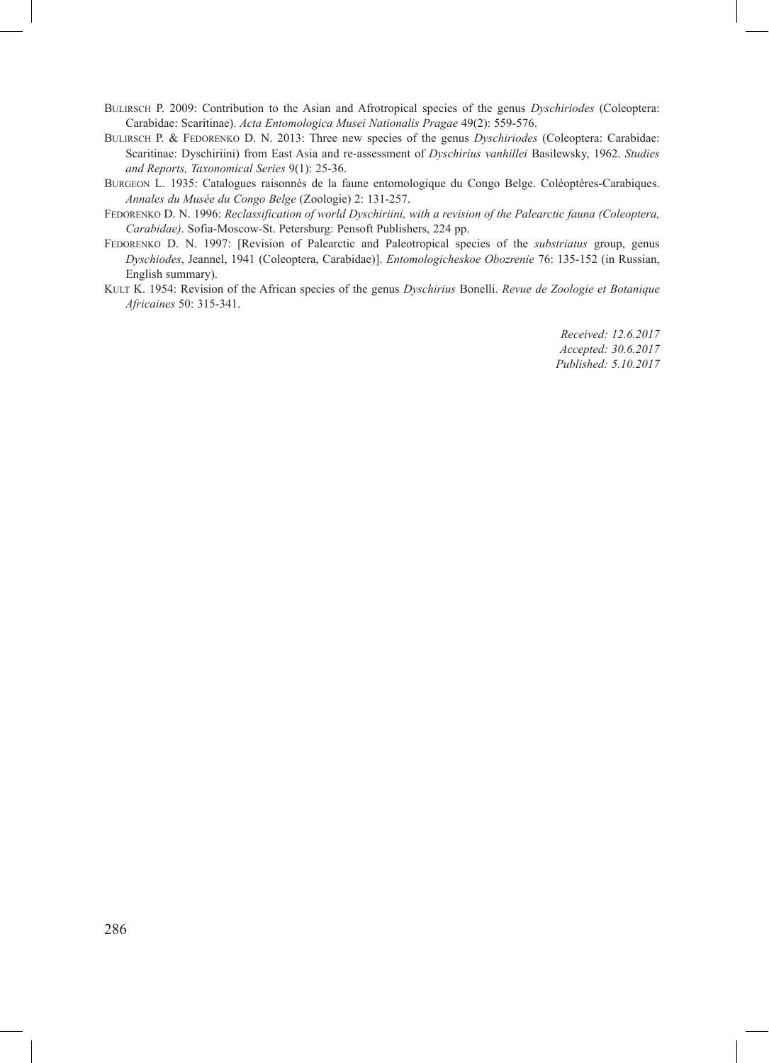Bulirsch P. 2009: Contribution to the Asian and Afrotropical species of the genus *Dyschiriodes* (Coleoptera: Carabidae: Scaritinae). *Acta Entomologica Musei Nationalis Pragae* 49(2): 559-576.

Bulirsch P. & Fedorenko D. N. 2013: Three new species of the genus *Dyschiriodes* (Coleoptera: Carabidae: Scaritinae: Dyschiriini) from East Asia and re-assessment of *Dyschirius vanhillei* Basilewsky, 1962. *Studies and Reports, Taxonomical Series* 9(1): 25-36.

Burgeon L. 1935: Catalogues raisonnés de la faune entomologique du Congo Belge. Coléoptères-Carabiques. *Annales du Musée du Congo Belge* (Zoologie) 2: 131-257.

Fedorenko D. N. 1996: *Reclassification of world Dyschiriini, with a revision of the Palearctic fauna (Coleoptera, Carabidae)*. Sofia-Moscow-St. Petersburg: Pensoft Publishers, 224 pp.

Fedorenko D. N. 1997: [Revision of Palearctic and Paleotropical species of the *substriatus* group, genus *Dyschiodes*, Jeannel, 1941 (Coleoptera, Carabidae)]. *Entomologicheskoe Obozrenie* 76: 135-152 (in Russian, English summary).

Kult K. 1954: Revision of the African species of the genus *Dyschirius* Bonelli. *Revue de Zoologie et Botanique Africaines* 50: 315-341.

*Received: 12.6.2017*
*Accepted: 30.6.2017*
*Published: 5.10.2017*